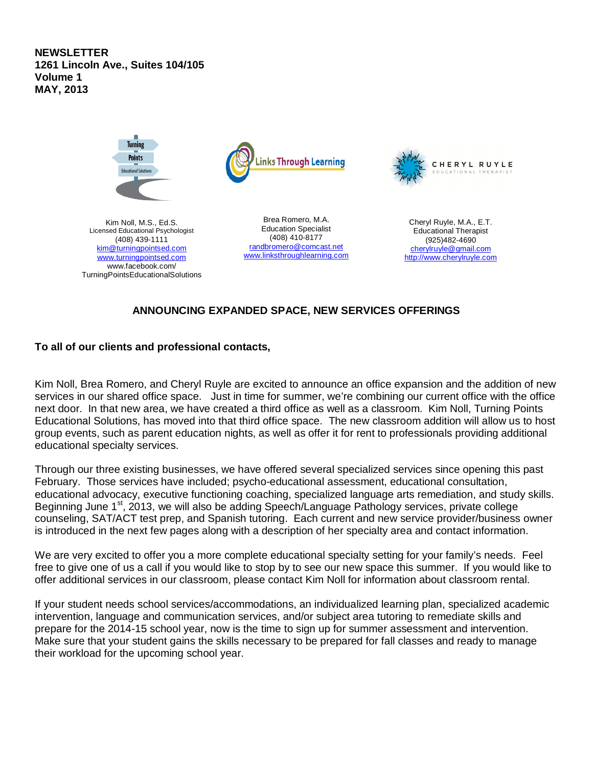**NEWSLETTER**
**1261 Lincoln Ave., Suites 104/105**
**Volume 1**
**MAY, 2013**

Turning Points Educational Solutions

Kim Noll, M.S., Ed.S.
Licensed Educational Psychologist
(408) 439-1111
kim@turningpointsed.com
www.turningpointsed.com
www.facebook.com/TurningPointsEducationalSolutions

Links Through Learning

Brea Romero, M.A.
Education Specialist
(408) 410-8177
randbromero@comcast.net
www.linksthroughlearning.com

CHERYL RUYLE EDUCATIONAL THERAPIST

Cheryl Ruyle, M.A., E.T.
Educational Therapist
(925)482-4690
cherylruyle@gmail.com
http://www.cherylruyle.com

## ANNOUNCING EXPANDED SPACE, NEW SERVICES OFFERINGS

**To all of our clients and professional contacts,**

Kim Noll, Brea Romero, and Cheryl Ruyle are excited to announce an office expansion and the addition of new services in our shared office space. Just in time for summer, we're combining our current office with the office next door. In that new area, we have created a third office as well as a classroom. Kim Noll, Turning Points Educational Solutions, has moved into that third office space. The new classroom addition will allow us to host group events, such as parent education nights, as well as offer it for rent to professionals providing additional educational specialty services.

Through our three existing businesses, we have offered several specialized services since opening this past February. Those services have included; psycho-educational assessment, educational consultation, educational advocacy, executive functioning coaching, specialized language arts remediation, and study skills. Beginning June 1st, 2013, we will also be adding Speech/Language Pathology services, private college counseling, SAT/ACT test prep, and Spanish tutoring. Each current and new service provider/business owner is introduced in the next few pages along with a description of her specialty area and contact information.

We are very excited to offer you a more complete educational specialty setting for your family's needs. Feel free to give one of us a call if you would like to stop by to see our new space this summer. If you would like to offer additional services in our classroom, please contact Kim Noll for information about classroom rental.

If your student needs school services/accommodations, an individualized learning plan, specialized academic intervention, language and communication services, and/or subject area tutoring to remediate skills and prepare for the 2014-15 school year, now is the time to sign up for summer assessment and intervention. Make sure that your student gains the skills necessary to be prepared for fall classes and ready to manage their workload for the upcoming school year.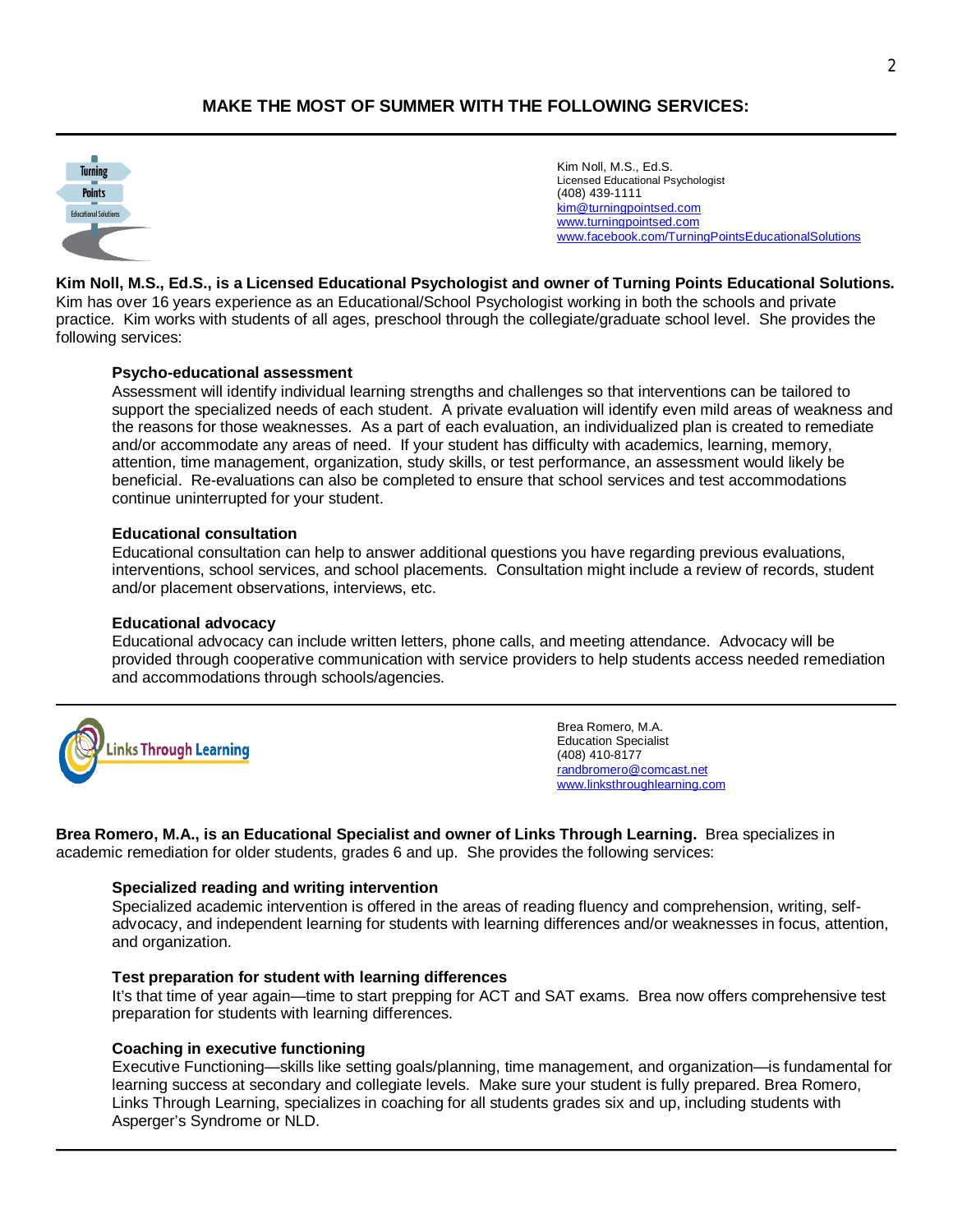## MAKE THE MOST OF SUMMER WITH THE FOLLOWING SERVICES:

---

Turning Points Educational Solutions

Kim Noll, M.S., Ed.S.  
Licensed Educational Psychologist  
(408) 439-1111  
kim@turningpointsed.com  
www.turningpointsed.com  
www.facebook.com/TurningPointsEducationalSolutions

**Kim Noll, M.S., Ed.S., is a Licensed Educational Psychologist and owner of Turning Points Educational Solutions.** Kim has over 16 years experience as an Educational/School Psychologist working in both the schools and private practice. Kim works with students of all ages, preschool through the collegiate/graduate school level. She provides the following services:

**Psycho-educational assessment**  
Assessment will identify individual learning strengths and challenges so that interventions can be tailored to support the specialized needs of each student. A private evaluation will identify even mild areas of weakness and the reasons for those weaknesses. As a part of each evaluation, an individualized plan is created to remediate and/or accommodate any areas of need. If your student has difficulty with academics, learning, memory, attention, time management, organization, study skills, or test performance, an assessment would likely be beneficial. Re-evaluations can also be completed to ensure that school services and test accommodations continue uninterrupted for your student.

**Educational consultation**  
Educational consultation can help to answer additional questions you have regarding previous evaluations, interventions, school services, and school placements. Consultation might include a review of records, student and/or placement observations, interviews, etc.

**Educational advocacy**  
Educational advocacy can include written letters, phone calls, and meeting attendance. Advocacy will be provided through cooperative communication with service providers to help students access needed remediation and accommodations through schools/agencies.

---

Links Through Learning

Brea Romero, M.A.  
Education Specialist  
(408) 410-8177  
randbromero@comcast.net  
www.linksthroughlearning.com

**Brea Romero, M.A., is an Educational Specialist and owner of Links Through Learning.** Brea specializes in academic remediation for older students, grades 6 and up. She provides the following services:

**Specialized reading and writing intervention**  
Specialized academic intervention is offered in the areas of reading fluency and comprehension, writing, self-advocacy, and independent learning for students with learning differences and/or weaknesses in focus, attention, and organization.

**Test preparation for student with learning differences**  
It's that time of year again—time to start prepping for ACT and SAT exams. Brea now offers comprehensive test preparation for students with learning differences.

**Coaching in executive functioning**  
Executive Functioning—skills like setting goals/planning, time management, and organization—is fundamental for learning success at secondary and collegiate levels. Make sure your student is fully prepared. Brea Romero, Links Through Learning, specializes in coaching for all students grades six and up, including students with Asperger's Syndrome or NLD.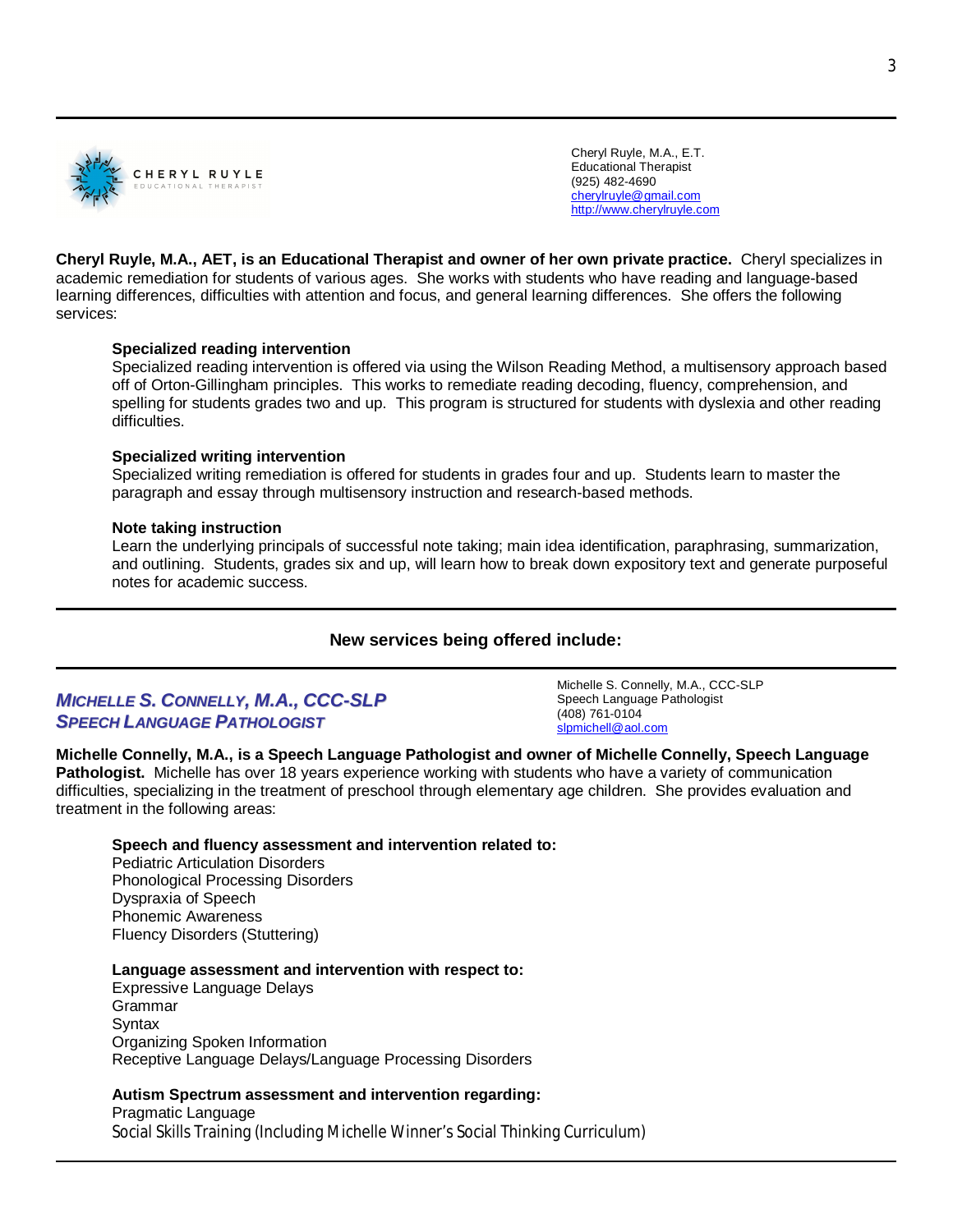---

CHERYL RUYLE
EDUCATIONAL THERAPIST

Cheryl Ruyle, M.A., E.T.
Educational Therapist
(925) 482-4690
cherylruyle@gmail.com
http://www.cherylruyle.com

**Cheryl Ruyle, M.A., AET, is an Educational Therapist and owner of her own private practice.** Cheryl specializes in academic remediation for students of various ages. She works with students who have reading and language-based learning differences, difficulties with attention and focus, and general learning differences. She offers the following services:

**Specialized reading intervention**
Specialized reading intervention is offered via using the Wilson Reading Method, a multisensory approach based off of Orton-Gillingham principles. This works to remediate reading decoding, fluency, comprehension, and spelling for students grades two and up. This program is structured for students with dyslexia and other reading difficulties.

**Specialized writing intervention**
Specialized writing remediation is offered for students in grades four and up. Students learn to master the paragraph and essay through multisensory instruction and research-based methods.

**Note taking instruction**
Learn the underlying principals of successful note taking; main idea identification, paraphrasing, summarization, and outlining. Students, grades six and up, will learn how to break down expository text and generate purposeful notes for academic success.

---

**New services being offered include:**

---

***MICHELLE S. CONNELLY, M.A., CCC-SLP***
***SPEECH LANGUAGE PATHOLOGIST***

Michelle S. Connelly, M.A., CCC-SLP
Speech Language Pathologist
(408) 761-0104
slpmichell@aol.com

**Michelle Connelly, M.A., is a Speech Language Pathologist and owner of Michelle Connelly, Speech Language Pathologist.** Michelle has over 18 years experience working with students who have a variety of communication difficulties, specializing in the treatment of preschool through elementary age children. She provides evaluation and treatment in the following areas:

**Speech and fluency assessment and intervention related to:**
Pediatric Articulation Disorders
Phonological Processing Disorders
Dyspraxia of Speech
Phonemic Awareness
Fluency Disorders (Stuttering)

**Language assessment and intervention with respect to:**
Expressive Language Delays
Grammar
Syntax
Organizing Spoken Information
Receptive Language Delays/Language Processing Disorders

**Autism Spectrum assessment and intervention regarding:**
Pragmatic Language
Social Skills Training (Including Michelle Winner's Social Thinking Curriculum)

---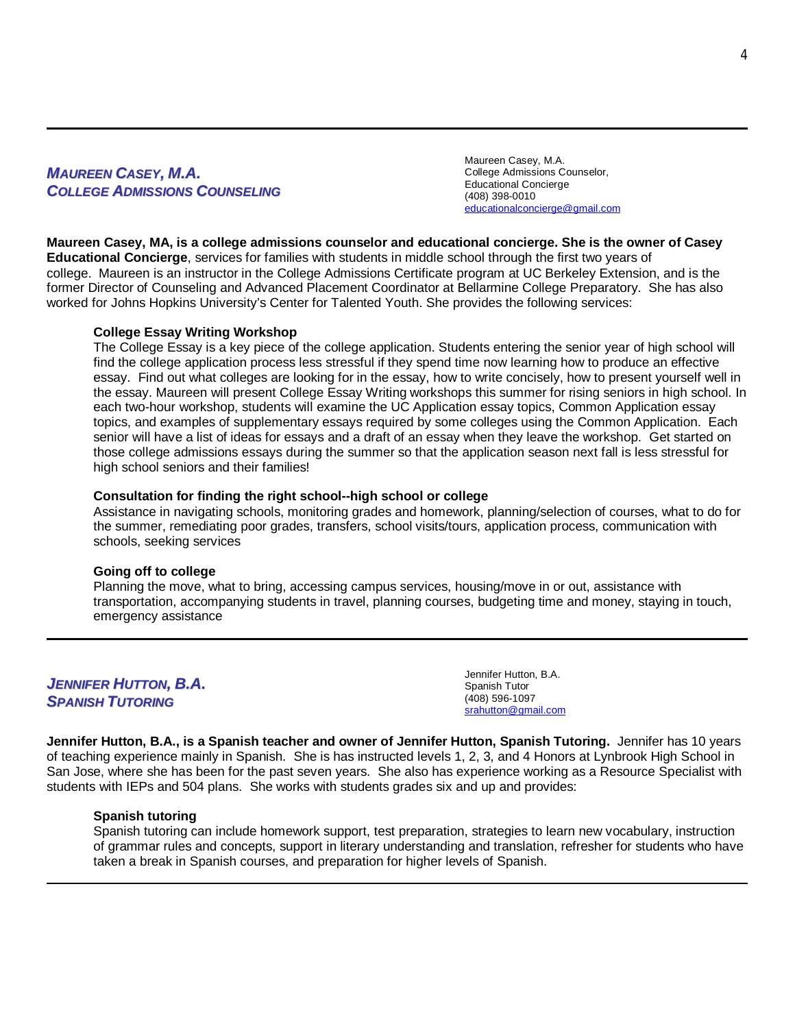## *MAUREEN CASEY, M.A.*
## *COLLEGE ADMISSIONS COUNSELING*

Maureen Casey, M.A.
College Admissions Counselor,
Educational Concierge
(408) 398-0010
educationalconcierge@gmail.com

**Maureen Casey, MA, is a college admissions counselor and educational concierge. She is the owner of Casey Educational Concierge**, services for families with students in middle school through the first two years of college. Maureen is an instructor in the College Admissions Certificate program at UC Berkeley Extension, and is the former Director of Counseling and Advanced Placement Coordinator at Bellarmine College Preparatory. She has also worked for Johns Hopkins University's Center for Talented Youth. She provides the following services:

**College Essay Writing Workshop**
The College Essay is a key piece of the college application. Students entering the senior year of high school will find the college application process less stressful if they spend time now learning how to produce an effective essay. Find out what colleges are looking for in the essay, how to write concisely, how to present yourself well in the essay. Maureen will present College Essay Writing workshops this summer for rising seniors in high school. In each two-hour workshop, students will examine the UC Application essay topics, Common Application essay topics, and examples of supplementary essays required by some colleges using the Common Application. Each senior will have a list of ideas for essays and a draft of an essay when they leave the workshop. Get started on those college admissions essays during the summer so that the application season next fall is less stressful for high school seniors and their families!

**Consultation for finding the right school--high school or college**
Assistance in navigating schools, monitoring grades and homework, planning/selection of courses, what to do for the summer, remediating poor grades, transfers, school visits/tours, application process, communication with schools, seeking services

**Going off to college**
Planning the move, what to bring, accessing campus services, housing/move in or out, assistance with transportation, accompanying students in travel, planning courses, budgeting time and money, staying in touch, emergency assistance

---

## *JENNIFER HUTTON, B.A.*
## *SPANISH TUTORING*

Jennifer Hutton, B.A.
Spanish Tutor
(408) 596-1097
srahutton@gmail.com

**Jennifer Hutton, B.A., is a Spanish teacher and owner of Jennifer Hutton, Spanish Tutoring.** Jennifer has 10 years of teaching experience mainly in Spanish. She is has instructed levels 1, 2, 3, and 4 Honors at Lynbrook High School in San Jose, where she has been for the past seven years. She also has experience working as a Resource Specialist with students with IEPs and 504 plans. She works with students grades six and up and provides:

**Spanish tutoring**
Spanish tutoring can include homework support, test preparation, strategies to learn new vocabulary, instruction of grammar rules and concepts, support in literary understanding and translation, refresher for students who have taken a break in Spanish courses, and preparation for higher levels of Spanish.